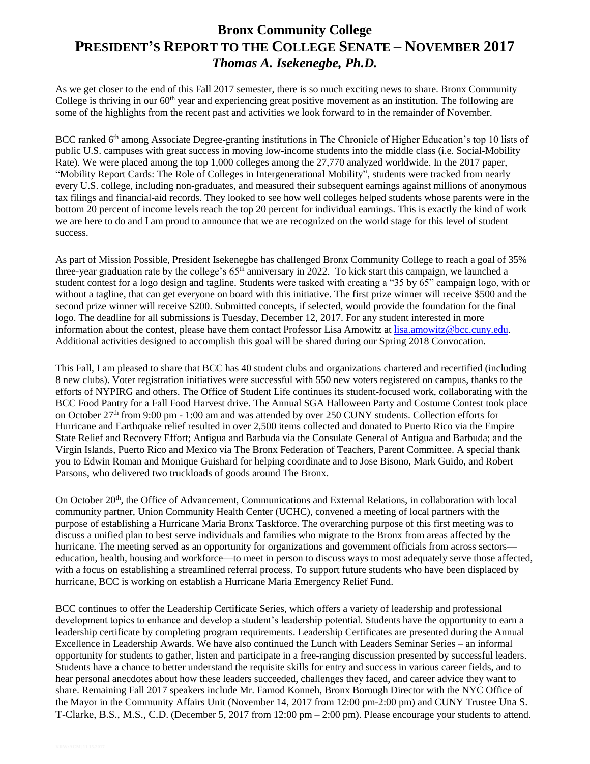# Bronx Community College
# PRESIDENT'S REPORT TO THE COLLEGE SENATE – NOVEMBER 2017
## *Thomas A. Isekenegbe, Ph.D.*

As we get closer to the end of this Fall 2017 semester, there is so much exciting news to share. Bronx Community College is thriving in our 60th year and experiencing great positive movement as an institution. The following are some of the highlights from the recent past and activities we look forward to in the remainder of November.

BCC ranked 6th among Associate Degree-granting institutions in The Chronicle of Higher Education's top 10 lists of public U.S. campuses with great success in moving low-income students into the middle class (i.e. Social-Mobility Rate). We were placed among the top 1,000 colleges among the 27,770 analyzed worldwide. In the 2017 paper, "Mobility Report Cards: The Role of Colleges in Intergenerational Mobility", students were tracked from nearly every U.S. college, including non-graduates, and measured their subsequent earnings against millions of anonymous tax filings and financial-aid records. They looked to see how well colleges helped students whose parents were in the bottom 20 percent of income levels reach the top 20 percent for individual earnings. This is exactly the kind of work we are here to do and I am proud to announce that we are recognized on the world stage for this level of student success.

As part of Mission Possible, President Isekenegbe has challenged Bronx Community College to reach a goal of 35% three-year graduation rate by the college's 65th anniversary in 2022. To kick start this campaign, we launched a student contest for a logo design and tagline. Students were tasked with creating a "35 by 65" campaign logo, with or without a tagline, that can get everyone on board with this initiative. The first prize winner will receive $500 and the second prize winner will receive $200. Submitted concepts, if selected, would provide the foundation for the final logo. The deadline for all submissions is Tuesday, December 12, 2017. For any student interested in more information about the contest, please have them contact Professor Lisa Amowitz at lisa.amowitz@bcc.cuny.edu. Additional activities designed to accomplish this goal will be shared during our Spring 2018 Convocation.

This Fall, I am pleased to share that BCC has 40 student clubs and organizations chartered and recertified (including 8 new clubs). Voter registration initiatives were successful with 550 new voters registered on campus, thanks to the efforts of NYPIRG and others. The Office of Student Life continues its student-focused work, collaborating with the BCC Food Pantry for a Fall Food Harvest drive. The Annual SGA Halloween Party and Costume Contest took place on October 27th from 9:00 pm - 1:00 am and was attended by over 250 CUNY students. Collection efforts for Hurricane and Earthquake relief resulted in over 2,500 items collected and donated to Puerto Rico via the Empire State Relief and Recovery Effort; Antigua and Barbuda via the Consulate General of Antigua and Barbuda; and the Virgin Islands, Puerto Rico and Mexico via The Bronx Federation of Teachers, Parent Committee. A special thank you to Edwin Roman and Monique Guishard for helping coordinate and to Jose Bisono, Mark Guido, and Robert Parsons, who delivered two truckloads of goods around The Bronx.

On October 20th, the Office of Advancement, Communications and External Relations, in collaboration with local community partner, Union Community Health Center (UCHC), convened a meeting of local partners with the purpose of establishing a Hurricane Maria Bronx Taskforce. The overarching purpose of this first meeting was to discuss a unified plan to best serve individuals and families who migrate to the Bronx from areas affected by the hurricane. The meeting served as an opportunity for organizations and government officials from across sectors—education, health, housing and workforce—to meet in person to discuss ways to most adequately serve those affected, with a focus on establishing a streamlined referral process. To support future students who have been displaced by hurricane, BCC is working on establish a Hurricane Maria Emergency Relief Fund.

BCC continues to offer the Leadership Certificate Series, which offers a variety of leadership and professional development topics to enhance and develop a student's leadership potential. Students have the opportunity to earn a leadership certificate by completing program requirements. Leadership Certificates are presented during the Annual Excellence in Leadership Awards. We have also continued the Lunch with Leaders Seminar Series – an informal opportunity for students to gather, listen and participate in a free-ranging discussion presented by successful leaders. Students have a chance to better understand the requisite skills for entry and success in various career fields, and to hear personal anecdotes about how these leaders succeeded, challenges they faced, and career advice they want to share. Remaining Fall 2017 speakers include Mr. Famod Konneh, Bronx Borough Director with the NYC Office of the Mayor in the Community Affairs Unit (November 14, 2017 from 12:00 pm-2:00 pm) and CUNY Trustee Una S. T-Clarke, B.S., M.S., C.D. (December 5, 2017 from 12:00 pm – 2:00 pm). Please encourage your students to attend.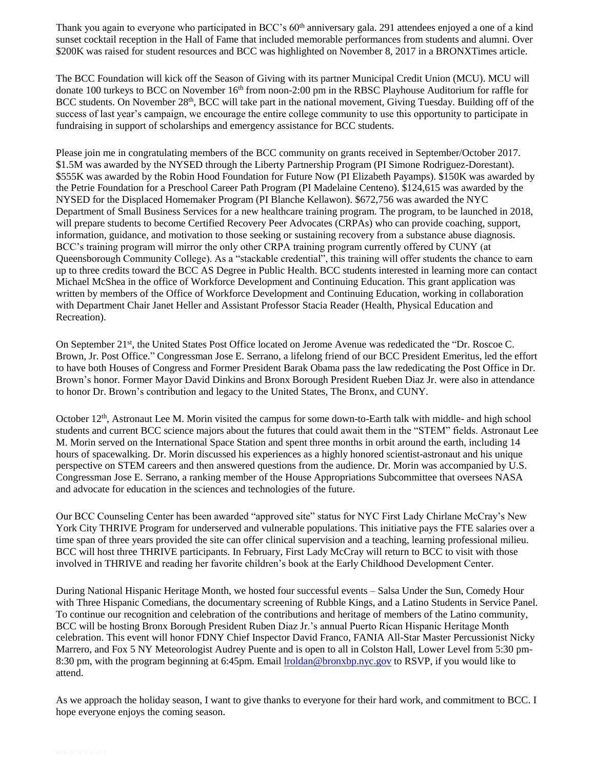Thank you again to everyone who participated in BCC's 60th anniversary gala. 291 attendees enjoyed a one of a kind sunset cocktail reception in the Hall of Fame that included memorable performances from students and alumni. Over $200K was raised for student resources and BCC was highlighted on November 8, 2017 in a BRONXTimes article.

The BCC Foundation will kick off the Season of Giving with its partner Municipal Credit Union (MCU). MCU will donate 100 turkeys to BCC on November 16th from noon-2:00 pm in the RBSC Playhouse Auditorium for raffle for BCC students. On November 28th, BCC will take part in the national movement, Giving Tuesday. Building off of the success of last year's campaign, we encourage the entire college community to use this opportunity to participate in fundraising in support of scholarships and emergency assistance for BCC students.

Please join me in congratulating members of the BCC community on grants received in September/October 2017. $1.5M was awarded by the NYSED through the Liberty Partnership Program (PI Simone Rodriguez-Dorestant). $555K was awarded by the Robin Hood Foundation for Future Now (PI Elizabeth Payamps). $150K was awarded by the Petrie Foundation for a Preschool Career Path Program (PI Madelaine Centeno). $124,615 was awarded by the NYSED for the Displaced Homemaker Program (PI Blanche Kellawon). $672,756 was awarded the NYC Department of Small Business Services for a new healthcare training program. The program, to be launched in 2018, will prepare students to become Certified Recovery Peer Advocates (CRPAs) who can provide coaching, support, information, guidance, and motivation to those seeking or sustaining recovery from a substance abuse diagnosis. BCC's training program will mirror the only other CRPA training program currently offered by CUNY (at Queensborough Community College). As a "stackable credential", this training will offer students the chance to earn up to three credits toward the BCC AS Degree in Public Health. BCC students interested in learning more can contact Michael McShea in the office of Workforce Development and Continuing Education. This grant application was written by members of the Office of Workforce Development and Continuing Education, working in collaboration with Department Chair Janet Heller and Assistant Professor Stacia Reader (Health, Physical Education and Recreation).

On September 21st, the United States Post Office located on Jerome Avenue was rededicated the "Dr. Roscoe C. Brown, Jr. Post Office." Congressman Jose E. Serrano, a lifelong friend of our BCC President Emeritus, led the effort to have both Houses of Congress and Former President Barak Obama pass the law rededicating the Post Office in Dr. Brown's honor. Former Mayor David Dinkins and Bronx Borough President Rueben Diaz Jr. were also in attendance to honor Dr. Brown's contribution and legacy to the United States, The Bronx, and CUNY.

October 12th, Astronaut Lee M. Morin visited the campus for some down-to-Earth talk with middle- and high school students and current BCC science majors about the futures that could await them in the "STEM" fields. Astronaut Lee M. Morin served on the International Space Station and spent three months in orbit around the earth, including 14 hours of spacewalking. Dr. Morin discussed his experiences as a highly honored scientist-astronaut and his unique perspective on STEM careers and then answered questions from the audience. Dr. Morin was accompanied by U.S. Congressman Jose E. Serrano, a ranking member of the House Appropriations Subcommittee that oversees NASA and advocate for education in the sciences and technologies of the future.

Our BCC Counseling Center has been awarded "approved site" status for NYC First Lady Chirlane McCray's New York City THRIVE Program for underserved and vulnerable populations. This initiative pays the FTE salaries over a time span of three years provided the site can offer clinical supervision and a teaching, learning professional milieu. BCC will host three THRIVE participants. In February, First Lady McCray will return to BCC to visit with those involved in THRIVE and reading her favorite children's book at the Early Childhood Development Center.

During National Hispanic Heritage Month, we hosted four successful events – Salsa Under the Sun, Comedy Hour with Three Hispanic Comedians, the documentary screening of Rubble Kings, and a Latino Students in Service Panel. To continue our recognition and celebration of the contributions and heritage of members of the Latino community, BCC will be hosting Bronx Borough President Ruben Diaz Jr.'s annual Puerto Rican Hispanic Heritage Month celebration. This event will honor FDNY Chief Inspector David Franco, FANIA All-Star Master Percussionist Nicky Marrero, and Fox 5 NY Meteorologist Audrey Puente and is open to all in Colston Hall, Lower Level from 5:30 pm-8:30 pm, with the program beginning at 6:45pm. Email lroldan@bronxbp.nyc.gov to RSVP, if you would like to attend.

As we approach the holiday season, I want to give thanks to everyone for their hard work, and commitment to BCC. I hope everyone enjoys the coming season.